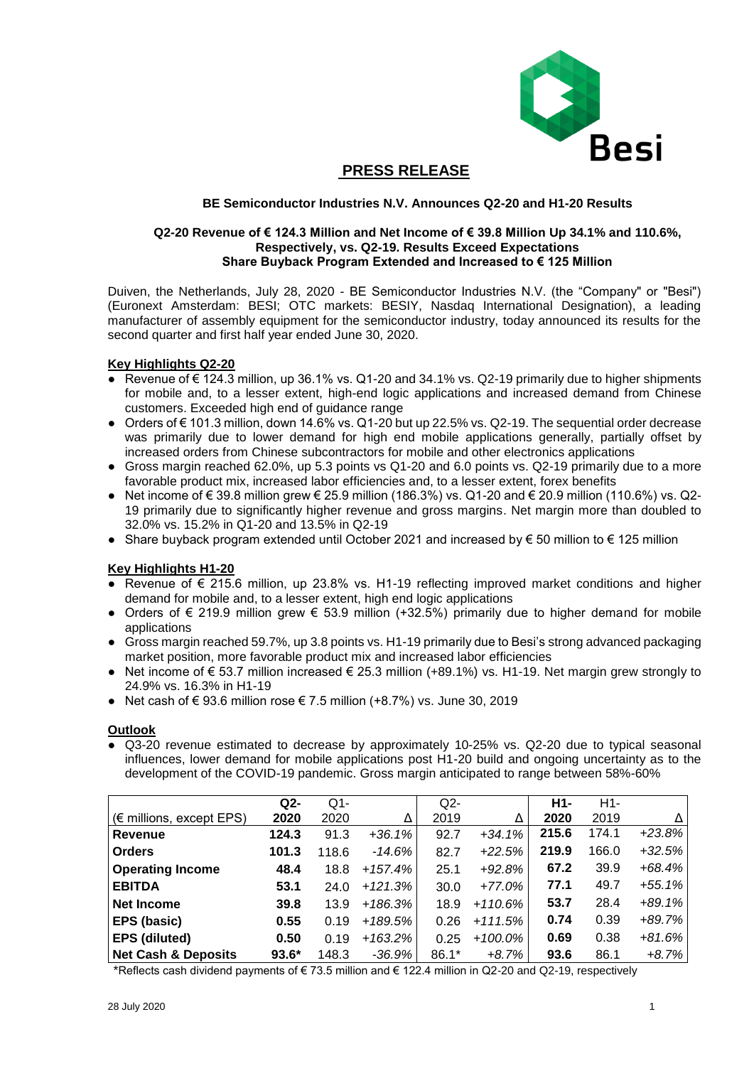# PRESS RELEASE

### BE Semiconductor Industries N.V. Announces Q2-20 and H1-20 Results

**Q2-20 Revenue of € 124.3 Million and Net Income of € 39.8 Million Up 34.1% and 110.6%, Respectively, vs. Q2-19. Results Exceed Expectations**
**Share Buyback Program Extended and Increased to € 125 Million**

Duiven, the Netherlands, July 28, 2020 - BE Semiconductor Industries N.V. (the "Company" or "Besi") (Euronext Amsterdam: BESI; OTC markets: BESIY, Nasdaq International Designation), a leading manufacturer of assembly equipment for the semiconductor industry, today announced its results for the second quarter and first half year ended June 30, 2020.

**Key Highlights Q2-20**

- Revenue of € 124.3 million, up 36.1% vs. Q1-20 and 34.1% vs. Q2-19 primarily due to higher shipments for mobile and, to a lesser extent, high-end logic applications and increased demand from Chinese customers. Exceeded high end of guidance range
- Orders of € 101.3 million, down 14.6% vs. Q1-20 but up 22.5% vs. Q2-19. The sequential order decrease was primarily due to lower demand for high end mobile applications generally, partially offset by increased orders from Chinese subcontractors for mobile and other electronics applications
- Gross margin reached 62.0%, up 5.3 points vs Q1-20 and 6.0 points vs. Q2-19 primarily due to a more favorable product mix, increased labor efficiencies and, to a lesser extent, forex benefits
- Net income of € 39.8 million grew € 25.9 million (186.3%) vs. Q1-20 and € 20.9 million (110.6%) vs. Q2-19 primarily due to significantly higher revenue and gross margins. Net margin more than doubled to 32.0% vs. 15.2% in Q1-20 and 13.5% in Q2-19
- Share buyback program extended until October 2021 and increased by € 50 million to € 125 million

**Key Highlights H1-20**

- Revenue of € 215.6 million, up 23.8% vs. H1-19 reflecting improved market conditions and higher demand for mobile and, to a lesser extent, high end logic applications
- Orders of € 219.9 million grew € 53.9 million (+32.5%) primarily due to higher demand for mobile applications
- Gross margin reached 59.7%, up 3.8 points vs. H1-19 primarily due to Besi's strong advanced packaging market position, more favorable product mix and increased labor efficiencies
- Net income of € 53.7 million increased € 25.3 million (+89.1%) vs. H1-19. Net margin grew strongly to 24.9% vs. 16.3% in H1-19
- Net cash of € 93.6 million rose € 7.5 million (+8.7%) vs. June 30, 2019

**Outlook**

- Q3-20 revenue estimated to decrease by approximately 10-25% vs. Q2-20 due to typical seasonal influences, lower demand for mobile applications post H1-20 build and ongoing uncertainty as to the development of the COVID-19 pandemic. Gross margin anticipated to range between 58%-60%

| (€ millions, except EPS) | **Q2-2020** | Q1-2020 | Δ | Q2-2019 | Δ | **H1-2020** | H1-2019 | Δ |
|---|---|---|---|---|---|---|---|---|
| **Revenue** | **124.3** | 91.3 | *+36.1%* | 92.7 | *+34.1%* | **215.6** | 174.1 | *+23.8%* |
| **Orders** | **101.3** | 118.6 | *-14.6%* | 82.7 | *+22.5%* | **219.9** | 166.0 | *+32.5%* |
| **Operating Income** | **48.4** | 18.8 | *+157.4%* | 25.1 | *+92.8%* | **67.2** | 39.9 | *+68.4%* |
| **EBITDA** | **53.1** | 24.0 | *+121.3%* | 30.0 | *+77.0%* | **77.1** | 49.7 | *+55.1%* |
| **Net Income** | **39.8** | 13.9 | *+186.3%* | 18.9 | *+110.6%* | **53.7** | 28.4 | *+89.1%* |
| **EPS (basic)** | **0.55** | 0.19 | *+189.5%* | 0.26 | *+111.5%* | **0.74** | 0.39 | *+89.7%* |
| **EPS (diluted)** | **0.50** | 0.19 | *+163.2%* | 0.25 | *+100.0%* | **0.69** | 0.38 | *+81.6%* |
| **Net Cash & Deposits** | **93.6*** | 148.3 | *-36.9%* | 86.1* | *+8.7%* | **93.6** | 86.1 | *+8.7%* |

*Reflects cash dividend payments of € 73.5 million and € 122.4 million in Q2-20 and Q2-19, respectively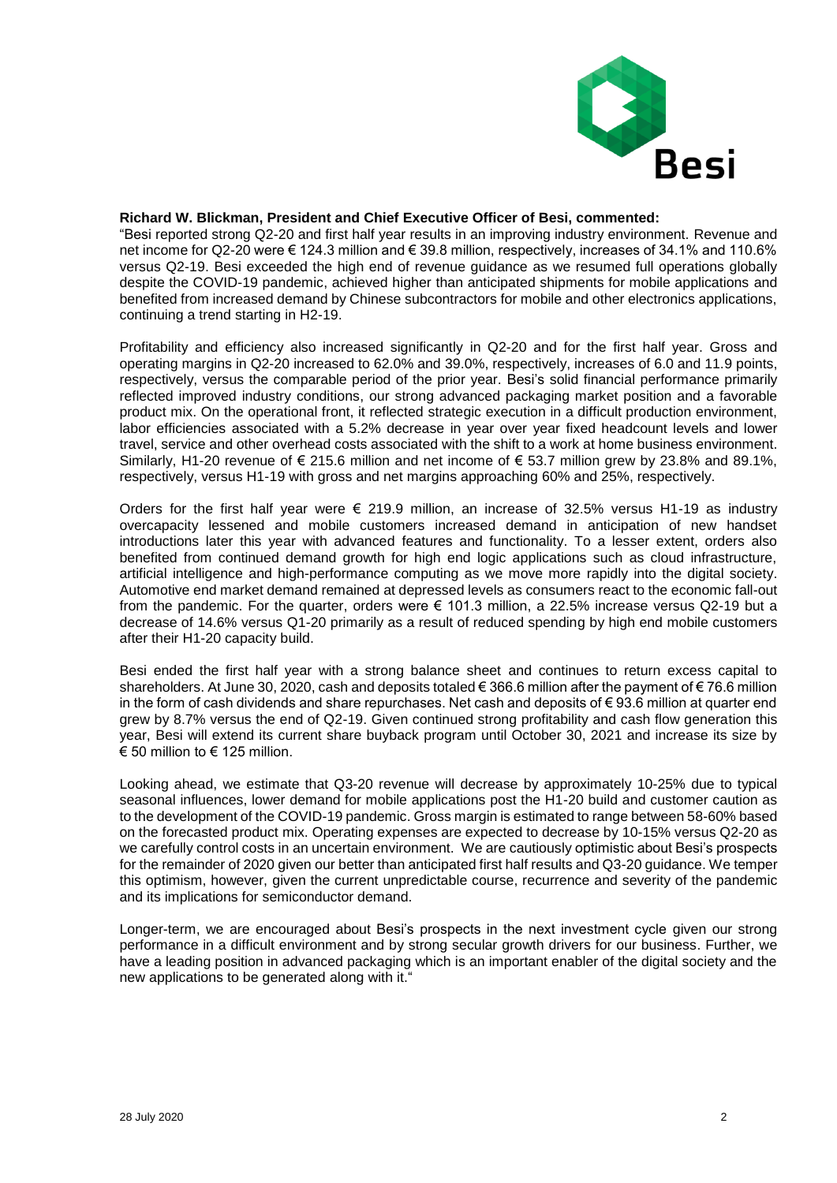**Richard W. Blickman, President and Chief Executive Officer of Besi, commented:**

"Besi reported strong Q2-20 and first half year results in an improving industry environment. Revenue and net income for Q2-20 were € 124.3 million and € 39.8 million, respectively, increases of 34.1% and 110.6% versus Q2-19. Besi exceeded the high end of revenue guidance as we resumed full operations globally despite the COVID-19 pandemic, achieved higher than anticipated shipments for mobile applications and benefited from increased demand by Chinese subcontractors for mobile and other electronics applications, continuing a trend starting in H2-19.

Profitability and efficiency also increased significantly in Q2-20 and for the first half year. Gross and operating margins in Q2-20 increased to 62.0% and 39.0%, respectively, increases of 6.0 and 11.9 points, respectively, versus the comparable period of the prior year. Besi's solid financial performance primarily reflected improved industry conditions, our strong advanced packaging market position and a favorable product mix. On the operational front, it reflected strategic execution in a difficult production environment, labor efficiencies associated with a 5.2% decrease in year over year fixed headcount levels and lower travel, service and other overhead costs associated with the shift to a work at home business environment. Similarly, H1-20 revenue of € 215.6 million and net income of € 53.7 million grew by 23.8% and 89.1%, respectively, versus H1-19 with gross and net margins approaching 60% and 25%, respectively.

Orders for the first half year were € 219.9 million, an increase of 32.5% versus H1-19 as industry overcapacity lessened and mobile customers increased demand in anticipation of new handset introductions later this year with advanced features and functionality. To a lesser extent, orders also benefited from continued demand growth for high end logic applications such as cloud infrastructure, artificial intelligence and high-performance computing as we move more rapidly into the digital society. Automotive end market demand remained at depressed levels as consumers react to the economic fall-out from the pandemic. For the quarter, orders were € 101.3 million, a 22.5% increase versus Q2-19 but a decrease of 14.6% versus Q1-20 primarily as a result of reduced spending by high end mobile customers after their H1-20 capacity build.

Besi ended the first half year with a strong balance sheet and continues to return excess capital to shareholders. At June 30, 2020, cash and deposits totaled € 366.6 million after the payment of € 76.6 million in the form of cash dividends and share repurchases. Net cash and deposits of € 93.6 million at quarter end grew by 8.7% versus the end of Q2-19. Given continued strong profitability and cash flow generation this year, Besi will extend its current share buyback program until October 30, 2021 and increase its size by € 50 million to € 125 million.

Looking ahead, we estimate that Q3-20 revenue will decrease by approximately 10-25% due to typical seasonal influences, lower demand for mobile applications post the H1-20 build and customer caution as to the development of the COVID-19 pandemic. Gross margin is estimated to range between 58-60% based on the forecasted product mix. Operating expenses are expected to decrease by 10-15% versus Q2-20 as we carefully control costs in an uncertain environment. We are cautiously optimistic about Besi's prospects for the remainder of 2020 given our better than anticipated first half results and Q3-20 guidance. We temper this optimism, however, given the current unpredictable course, recurrence and severity of the pandemic and its implications for semiconductor demand.

Longer-term, we are encouraged about Besi's prospects in the next investment cycle given our strong performance in a difficult environment and by strong secular growth drivers for our business. Further, we have a leading position in advanced packaging which is an important enabler of the digital society and the new applications to be generated along with it."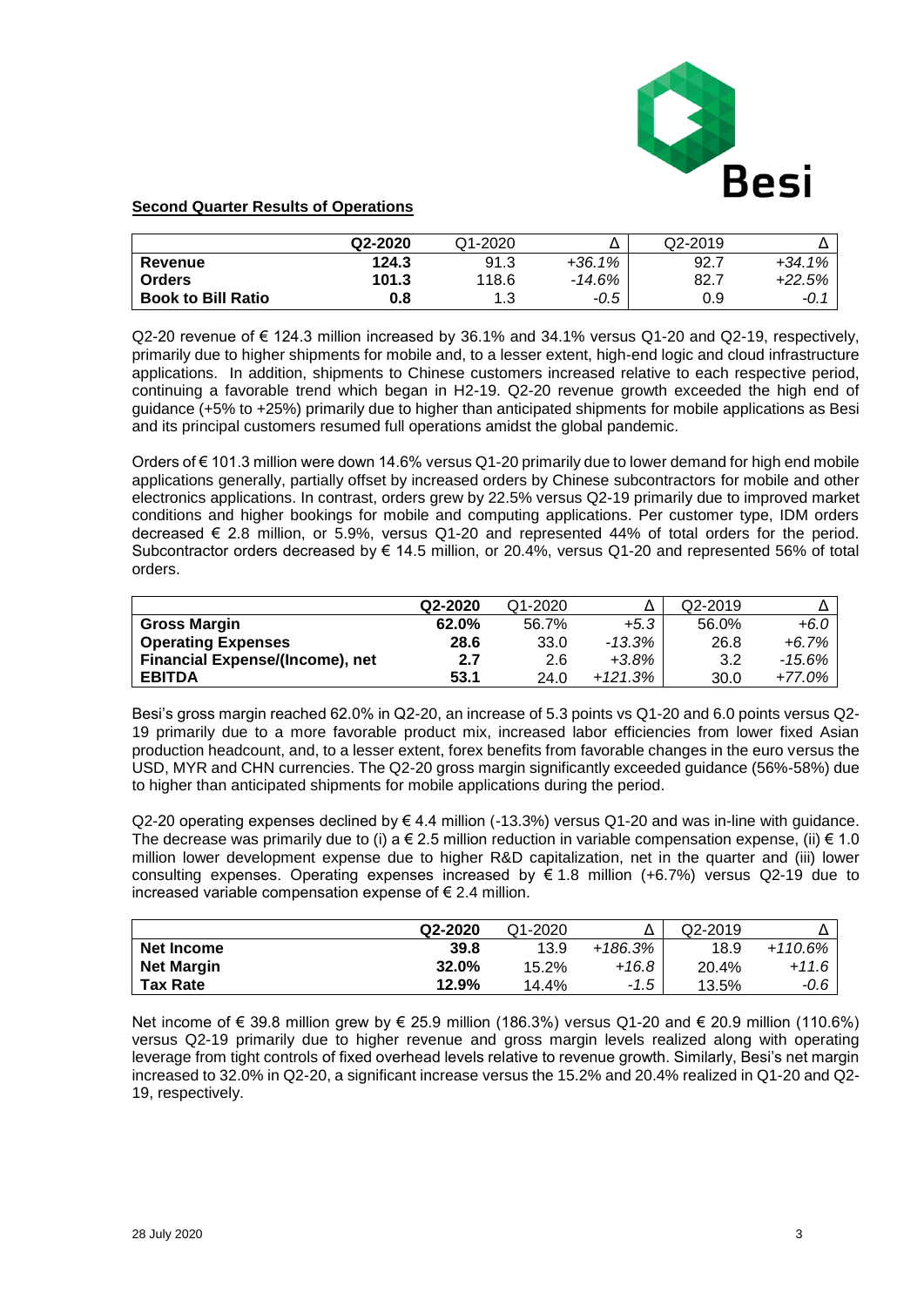**Second Quarter Results of Operations**

| | **Q2-2020** | Q1-2020 | Δ | Q2-2019 | Δ |
|---|---|---|---|---|---|
| **Revenue** | **124.3** | 91.3 | *+36.1%* | 92.7 | *+34.1%* |
| **Orders** | **101.3** | 118.6 | *-14.6%* | 82.7 | *+22.5%* |
| **Book to Bill Ratio** | **0.8** | 1.3 | *-0.5* | 0.9 | *-0.1* |

Q2-20 revenue of € 124.3 million increased by 36.1% and 34.1% versus Q1-20 and Q2-19, respectively, primarily due to higher shipments for mobile and, to a lesser extent, high-end logic and cloud infrastructure applications. In addition, shipments to Chinese customers increased relative to each respective period, continuing a favorable trend which began in H2-19. Q2-20 revenue growth exceeded the high end of guidance (+5% to +25%) primarily due to higher than anticipated shipments for mobile applications as Besi and its principal customers resumed full operations amidst the global pandemic.

Orders of € 101.3 million were down 14.6% versus Q1-20 primarily due to lower demand for high end mobile applications generally, partially offset by increased orders by Chinese subcontractors for mobile and other electronics applications. In contrast, orders grew by 22.5% versus Q2-19 primarily due to improved market conditions and higher bookings for mobile and computing applications. Per customer type, IDM orders decreased € 2.8 million, or 5.9%, versus Q1-20 and represented 44% of total orders for the period. Subcontractor orders decreased by € 14.5 million, or 20.4%, versus Q1-20 and represented 56% of total orders.

| | **Q2-2020** | Q1-2020 | Δ | Q2-2019 | Δ |
|---|---|---|---|---|---|
| **Gross Margin** | **62.0%** | 56.7% | *+5.3* | 56.0% | *+6.0* |
| **Operating Expenses** | **28.6** | 33.0 | *-13.3%* | 26.8 | *+6.7%* |
| **Financial Expense/(Income), net** | **2.7** | 2.6 | *+3.8%* | 3.2 | *-15.6%* |
| **EBITDA** | **53.1** | 24.0 | *+121.3%* | 30.0 | *+77.0%* |

Besi's gross margin reached 62.0% in Q2-20, an increase of 5.3 points vs Q1-20 and 6.0 points versus Q2-19 primarily due to a more favorable product mix, increased labor efficiencies from lower fixed Asian production headcount, and, to a lesser extent, forex benefits from favorable changes in the euro versus the USD, MYR and CHN currencies. The Q2-20 gross margin significantly exceeded guidance (56%-58%) due to higher than anticipated shipments for mobile applications during the period.

Q2-20 operating expenses declined by € 4.4 million (-13.3%) versus Q1-20 and was in-line with guidance. The decrease was primarily due to (i) a € 2.5 million reduction in variable compensation expense, (ii) € 1.0 million lower development expense due to higher R&D capitalization, net in the quarter and (iii) lower consulting expenses. Operating expenses increased by € 1.8 million (+6.7%) versus Q2-19 due to increased variable compensation expense of € 2.4 million.

| | **Q2-2020** | Q1-2020 | Δ | Q2-2019 | Δ |
|---|---|---|---|---|---|
| **Net Income** | **39.8** | 13.9 | *+186.3%* | 18.9 | *+110.6%* |
| **Net Margin** | **32.0%** | 15.2% | *+16.8* | 20.4% | *+11.6* |
| **Tax Rate** | **12.9%** | 14.4% | *-1.5* | 13.5% | *-0.6* |

Net income of € 39.8 million grew by € 25.9 million (186.3%) versus Q1-20 and € 20.9 million (110.6%) versus Q2-19 primarily due to higher revenue and gross margin levels realized along with operating leverage from tight controls of fixed overhead levels relative to revenue growth. Similarly, Besi's net margin increased to 32.0% in Q2-20, a significant increase versus the 15.2% and 20.4% realized in Q1-20 and Q2-19, respectively.

28 July 2020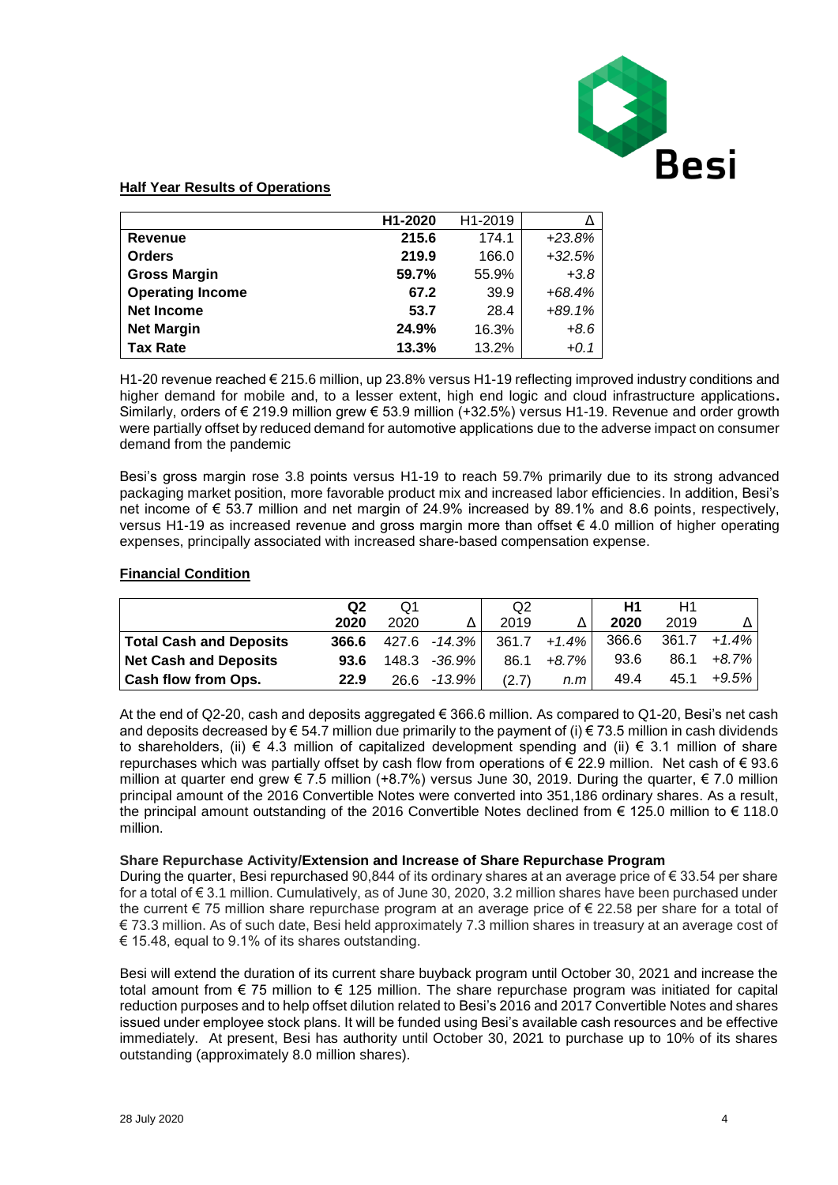## Half Year Results of Operations

| | H1-2020 | H1-2019 | Δ |
|---|---|---|---|
| **Revenue** | **215.6** | 174.1 | *+23.8%* |
| **Orders** | **219.9** | 166.0 | *+32.5%* |
| **Gross Margin** | **59.7%** | 55.9% | *+3.8* |
| **Operating Income** | **67.2** | 39.9 | *+68.4%* |
| **Net Income** | **53.7** | 28.4 | *+89.1%* |
| **Net Margin** | **24.9%** | 16.3% | *+8.6* |
| **Tax Rate** | **13.3%** | 13.2% | *+0.1* |

H1-20 revenue reached € 215.6 million, up 23.8% versus H1-19 reflecting improved industry conditions and higher demand for mobile and, to a lesser extent, high end logic and cloud infrastructure applications**.** Similarly, orders of € 219.9 million grew € 53.9 million (+32.5%) versus H1-19. Revenue and order growth were partially offset by reduced demand for automotive applications due to the adverse impact on consumer demand from the pandemic

Besi's gross margin rose 3.8 points versus H1-19 to reach 59.7% primarily due to its strong advanced packaging market position, more favorable product mix and increased labor efficiencies. In addition, Besi's net income of € 53.7 million and net margin of 24.9% increased by 89.1% and 8.6 points, respectively, versus H1-19 as increased revenue and gross margin more than offset € 4.0 million of higher operating expenses, principally associated with increased share-based compensation expense.

## Financial Condition

| | **Q2 2020** | Q1 2020 | Δ | Q2 2019 | Δ | **H1 2020** | H1 2019 | Δ |
|---|---|---|---|---|---|---|---|---|
| **Total Cash and Deposits** | **366.6** | 427.6 | *-14.3%* | 361.7 | *+1.4%* | 366.6 | 361.7 | *+1.4%* |
| **Net Cash and Deposits** | **93.6** | 148.3 | *-36.9%* | 86.1 | *+8.7%* | 93.6 | 86.1 | *+8.7%* |
| **Cash flow from Ops.** | **22.9** | 26.6 | *-13.9%* | (2.7) | *n.m* | 49.4 | 45.1 | *+9.5%* |

At the end of Q2-20, cash and deposits aggregated € 366.6 million. As compared to Q1-20, Besi's net cash and deposits decreased by € 54.7 million due primarily to the payment of (i) € 73.5 million in cash dividends to shareholders, (ii) € 4.3 million of capitalized development spending and (ii) € 3.1 million of share repurchases which was partially offset by cash flow from operations of € 22.9 million. Net cash of € 93.6 million at quarter end grew € 7.5 million (+8.7%) versus June 30, 2019. During the quarter, € 7.0 million principal amount of the 2016 Convertible Notes were converted into 351,186 ordinary shares. As a result, the principal amount outstanding of the 2016 Convertible Notes declined from € 125.0 million to € 118.0 million.

**Share Repurchase Activity/Extension and Increase of Share Repurchase Program**

During the quarter, Besi repurchased 90,844 of its ordinary shares at an average price of € 33.54 per share for a total of € 3.1 million. Cumulatively, as of June 30, 2020, 3.2 million shares have been purchased under the current € 75 million share repurchase program at an average price of € 22.58 per share for a total of € 73.3 million. As of such date, Besi held approximately 7.3 million shares in treasury at an average cost of € 15.48, equal to 9.1% of its shares outstanding.

Besi will extend the duration of its current share buyback program until October 30, 2021 and increase the total amount from € 75 million to € 125 million. The share repurchase program was initiated for capital reduction purposes and to help offset dilution related to Besi's 2016 and 2017 Convertible Notes and shares issued under employee stock plans. It will be funded using Besi's available cash resources and be effective immediately. At present, Besi has authority until October 30, 2021 to purchase up to 10% of its shares outstanding (approximately 8.0 million shares).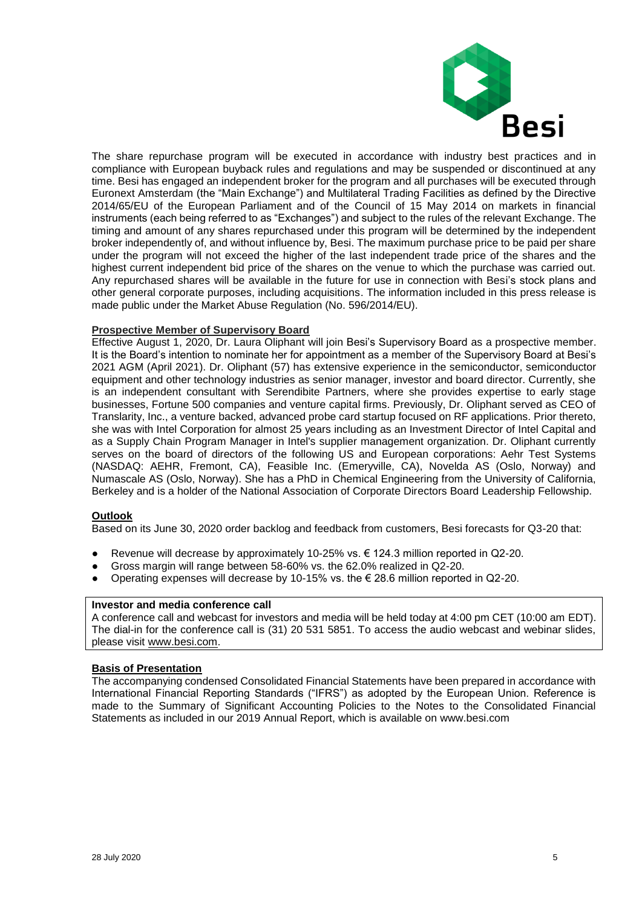The share repurchase program will be executed in accordance with industry best practices and in compliance with European buyback rules and regulations and may be suspended or discontinued at any time. Besi has engaged an independent broker for the program and all purchases will be executed through Euronext Amsterdam (the "Main Exchange") and Multilateral Trading Facilities as defined by the Directive 2014/65/EU of the European Parliament and of the Council of 15 May 2014 on markets in financial instruments (each being referred to as "Exchanges") and subject to the rules of the relevant Exchange. The timing and amount of any shares repurchased under this program will be determined by the independent broker independently of, and without influence by, Besi. The maximum purchase price to be paid per share under the program will not exceed the higher of the last independent trade price of the shares and the highest current independent bid price of the shares on the venue to which the purchase was carried out. Any repurchased shares will be available in the future for use in connection with Besi's stock plans and other general corporate purposes, including acquisitions. The information included in this press release is made public under the Market Abuse Regulation (No. 596/2014/EU).

**Prospective Member of Supervisory Board**

Effective August 1, 2020, Dr. Laura Oliphant will join Besi's Supervisory Board as a prospective member. It is the Board's intention to nominate her for appointment as a member of the Supervisory Board at Besi's 2021 AGM (April 2021). Dr. Oliphant (57) has extensive experience in the semiconductor, semiconductor equipment and other technology industries as senior manager, investor and board director. Currently, she is an independent consultant with Serendibite Partners, where she provides expertise to early stage businesses, Fortune 500 companies and venture capital firms. Previously, Dr. Oliphant served as CEO of Translarity, Inc., a venture backed, advanced probe card startup focused on RF applications. Prior thereto, she was with Intel Corporation for almost 25 years including as an Investment Director of Intel Capital and as a Supply Chain Program Manager in Intel's supplier management organization. Dr. Oliphant currently serves on the board of directors of the following US and European corporations: Aehr Test Systems (NASDAQ: AEHR, Fremont, CA), Feasible Inc. (Emeryville, CA), Novelda AS (Oslo, Norway) and Numascale AS (Oslo, Norway). She has a PhD in Chemical Engineering from the University of California, Berkeley and is a holder of the National Association of Corporate Directors Board Leadership Fellowship.

**Outlook**

Based on its June 30, 2020 order backlog and feedback from customers, Besi forecasts for Q3-20 that:

- Revenue will decrease by approximately 10-25% vs. € 124.3 million reported in Q2-20.
- Gross margin will range between 58-60% vs. the 62.0% realized in Q2-20.
- Operating expenses will decrease by 10-15% vs. the € 28.6 million reported in Q2-20.

**Investor and media conference call**

A conference call and webcast for investors and media will be held today at 4:00 pm CET (10:00 am EDT). The dial-in for the conference call is (31) 20 531 5851. To access the audio webcast and webinar slides, please visit www.besi.com.

**Basis of Presentation**

The accompanying condensed Consolidated Financial Statements have been prepared in accordance with International Financial Reporting Standards ("IFRS") as adopted by the European Union. Reference is made to the Summary of Significant Accounting Policies to the Notes to the Consolidated Financial Statements as included in our 2019 Annual Report, which is available on www.besi.com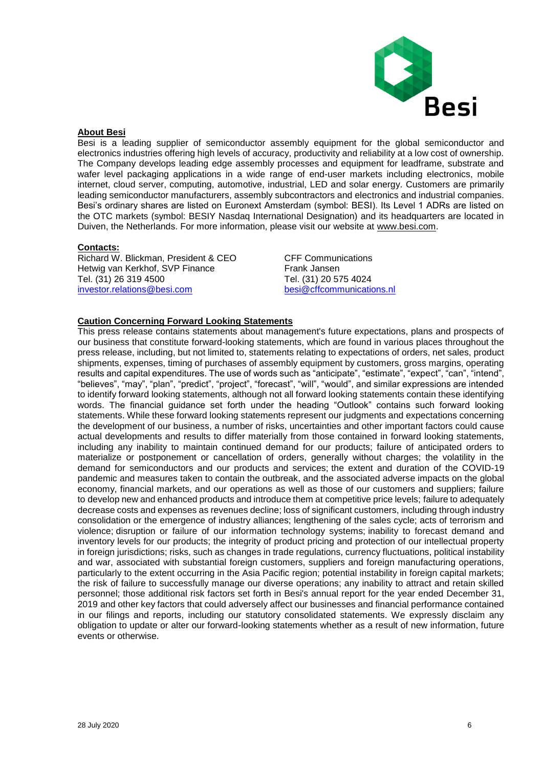## About Besi

Besi is a leading supplier of semiconductor assembly equipment for the global semiconductor and electronics industries offering high levels of accuracy, productivity and reliability at a low cost of ownership. The Company develops leading edge assembly processes and equipment for leadframe, substrate and wafer level packaging applications in a wide range of end-user markets including electronics, mobile internet, cloud server, computing, automotive, industrial, LED and solar energy. Customers are primarily leading semiconductor manufacturers, assembly subcontractors and electronics and industrial companies. Besi's ordinary shares are listed on Euronext Amsterdam (symbol: BESI). Its Level 1 ADRs are listed on the OTC markets (symbol: BESIY Nasdaq International Designation) and its headquarters are located in Duiven, the Netherlands. For more information, please visit our website at www.besi.com.

## Contacts:

Richard W. Blickman, President & CEO
Hetwig van Kerkhof, SVP Finance
Tel. (31) 26 319 4500
investor.relations@besi.com

CFF Communications
Frank Jansen
Tel. (31) 20 575 4024
besi@cffcommunications.nl

## Caution Concerning Forward Looking Statements

This press release contains statements about management's future expectations, plans and prospects of our business that constitute forward-looking statements, which are found in various places throughout the press release, including, but not limited to, statements relating to expectations of orders, net sales, product shipments, expenses, timing of purchases of assembly equipment by customers, gross margins, operating results and capital expenditures. The use of words such as "anticipate", "estimate", "expect", "can", "intend", "believes", "may", "plan", "predict", "project", "forecast", "will", "would", and similar expressions are intended to identify forward looking statements, although not all forward looking statements contain these identifying words. The financial guidance set forth under the heading "Outlook" contains such forward looking statements. While these forward looking statements represent our judgments and expectations concerning the development of our business, a number of risks, uncertainties and other important factors could cause actual developments and results to differ materially from those contained in forward looking statements, including any inability to maintain continued demand for our products; failure of anticipated orders to materialize or postponement or cancellation of orders, generally without charges; the volatility in the demand for semiconductors and our products and services; the extent and duration of the COVID-19 pandemic and measures taken to contain the outbreak, and the associated adverse impacts on the global economy, financial markets, and our operations as well as those of our customers and suppliers; failure to develop new and enhanced products and introduce them at competitive price levels; failure to adequately decrease costs and expenses as revenues decline; loss of significant customers, including through industry consolidation or the emergence of industry alliances; lengthening of the sales cycle; acts of terrorism and violence; disruption or failure of our information technology systems; inability to forecast demand and inventory levels for our products; the integrity of product pricing and protection of our intellectual property in foreign jurisdictions; risks, such as changes in trade regulations, currency fluctuations, political instability and war, associated with substantial foreign customers, suppliers and foreign manufacturing operations, particularly to the extent occurring in the Asia Pacific region; potential instability in foreign capital markets; the risk of failure to successfully manage our diverse operations; any inability to attract and retain skilled personnel; those additional risk factors set forth in Besi's annual report for the year ended December 31, 2019 and other key factors that could adversely affect our businesses and financial performance contained in our filings and reports, including our statutory consolidated statements. We expressly disclaim any obligation to update or alter our forward-looking statements whether as a result of new information, future events or otherwise.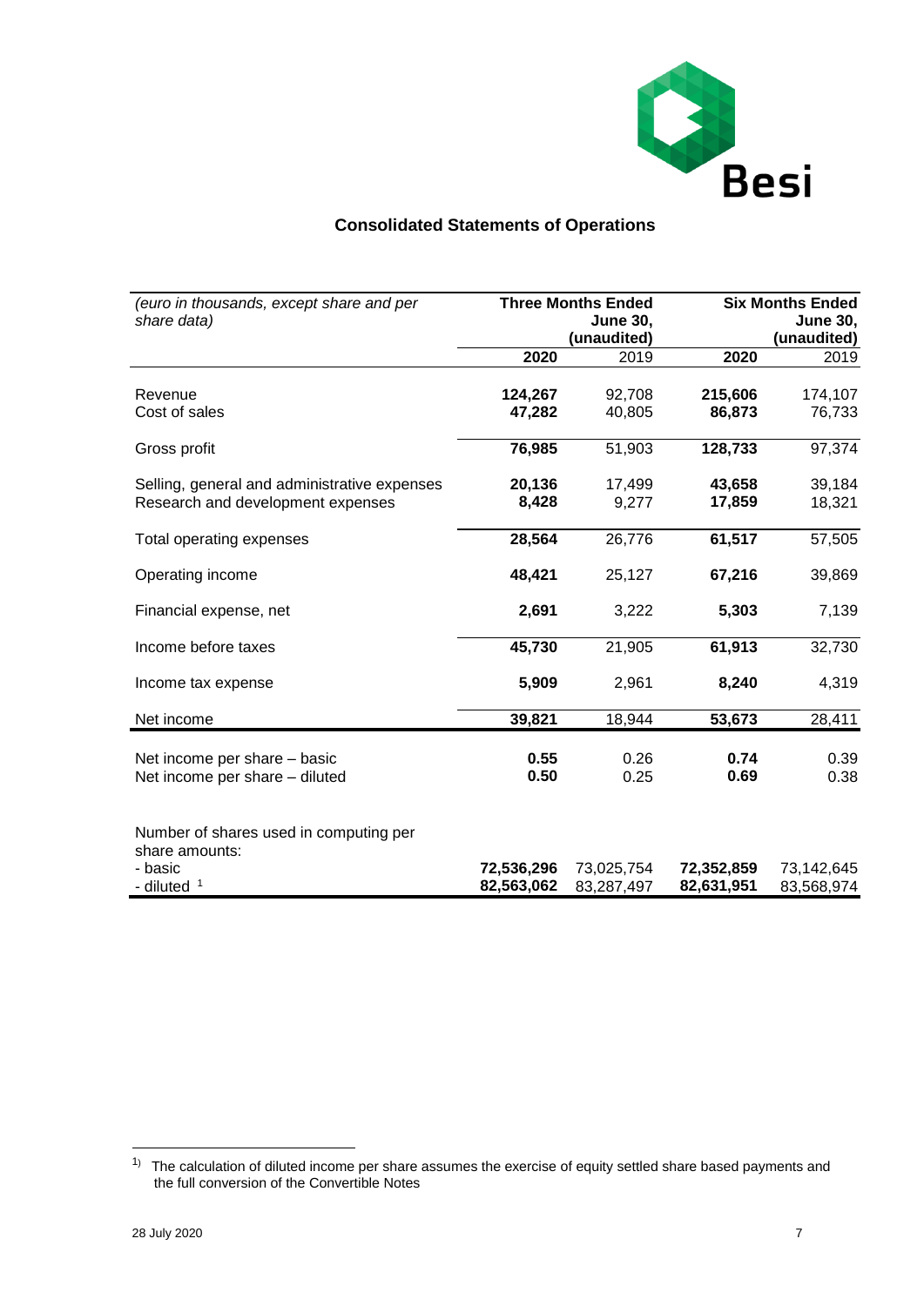## Consolidated Statements of Operations

| *(euro in thousands, except share and per share data)* | Three Months Ended June 30, (unaudited) | | Six Months Ended June 30, (unaudited) | |
|---|---|---|---|---|
| | **2020** | 2019 | **2020** | 2019 |
| Revenue | **124,267** | 92,708 | **215,606** | 174,107 |
| Cost of sales | **47,282** | 40,805 | **86,873** | 76,733 |
| Gross profit | **76,985** | 51,903 | **128,733** | 97,374 |
| Selling, general and administrative expenses | **20,136** | 17,499 | **43,658** | 39,184 |
| Research and development expenses | **8,428** | 9,277 | **17,859** | 18,321 |
| Total operating expenses | **28,564** | 26,776 | **61,517** | 57,505 |
| Operating income | **48,421** | 25,127 | **67,216** | 39,869 |
| Financial expense, net | **2,691** | 3,222 | **5,303** | 7,139 |
| Income before taxes | **45,730** | 21,905 | **61,913** | 32,730 |
| Income tax expense | **5,909** | 2,961 | **8,240** | 4,319 |
| Net income | **39,821** | 18,944 | **53,673** | 28,411 |
| Net income per share – basic | **0.55** | 0.26 | **0.74** | 0.39 |
| Net income per share – diluted | **0.50** | 0.25 | **0.69** | 0.38 |
| Number of shares used in computing per share amounts: | | | | |
| - basic | **72,536,296** | 73,025,754 | **72,352,859** | 73,142,645 |
| - diluted [1] | **82,563,062** | 83,287,497 | **82,631,951** | 83,568,974 |

[1] The calculation of diluted income per share assumes the exercise of equity settled share based payments and the full conversion of the Convertible Notes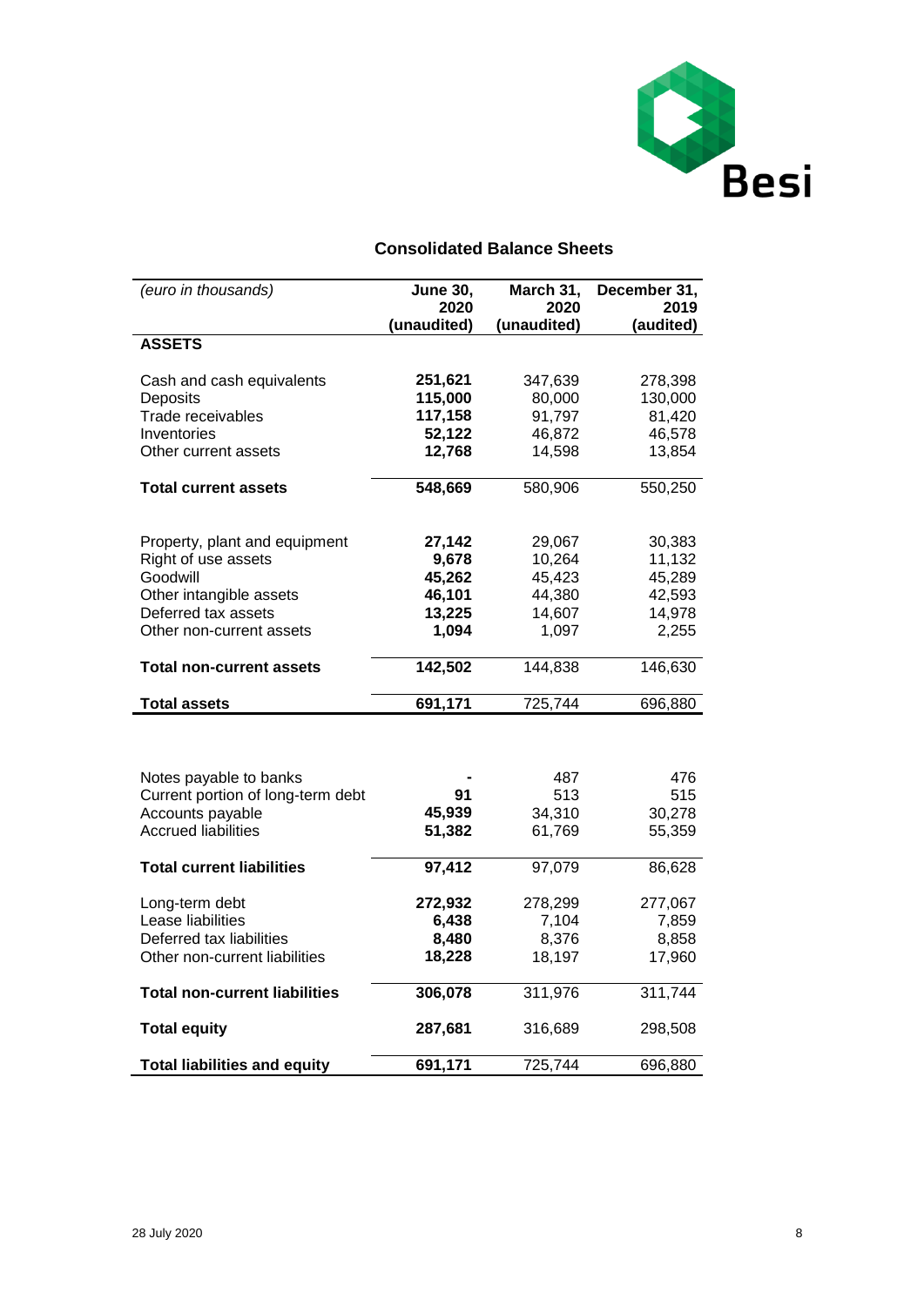## Consolidated Balance Sheets

| *(euro in thousands)* | **June 30, 2020 (unaudited)** | **March 31, 2020 (unaudited)** | **December 31, 2019 (audited)** |
|---|---|---|---|
| **ASSETS** | | | |
| Cash and cash equivalents | **251,621** | 347,639 | 278,398 |
| Deposits | **115,000** | 80,000 | 130,000 |
| Trade receivables | **117,158** | 91,797 | 81,420 |
| Inventories | **52,122** | 46,872 | 46,578 |
| Other current assets | **12,768** | 14,598 | 13,854 |
| **Total current assets** | **548,669** | 580,906 | 550,250 |
| Property, plant and equipment | **27,142** | 29,067 | 30,383 |
| Right of use assets | **9,678** | 10,264 | 11,132 |
| Goodwill | **45,262** | 45,423 | 45,289 |
| Other intangible assets | **46,101** | 44,380 | 42,593 |
| Deferred tax assets | **13,225** | 14,607 | 14,978 |
| Other non-current assets | **1,094** | 1,097 | 2,255 |
| **Total non-current assets** | **142,502** | 144,838 | 146,630 |
| **Total assets** | **691,171** | 725,744 | 696,880 |
| Notes payable to banks | **-** | 487 | 476 |
| Current portion of long-term debt | **91** | 513 | 515 |
| Accounts payable | **45,939** | 34,310 | 30,278 |
| Accrued liabilities | **51,382** | 61,769 | 55,359 |
| **Total current liabilities** | **97,412** | 97,079 | 86,628 |
| Long-term debt | **272,932** | 278,299 | 277,067 |
| Lease liabilities | **6,438** | 7,104 | 7,859 |
| Deferred tax liabilities | **8,480** | 8,376 | 8,858 |
| Other non-current liabilities | **18,228** | 18,197 | 17,960 |
| **Total non-current liabilities** | **306,078** | 311,976 | 311,744 |
| **Total equity** | **287,681** | 316,689 | 298,508 |
| **Total liabilities and equity** | **691,171** | 725,744 | 696,880 |

28 July 2020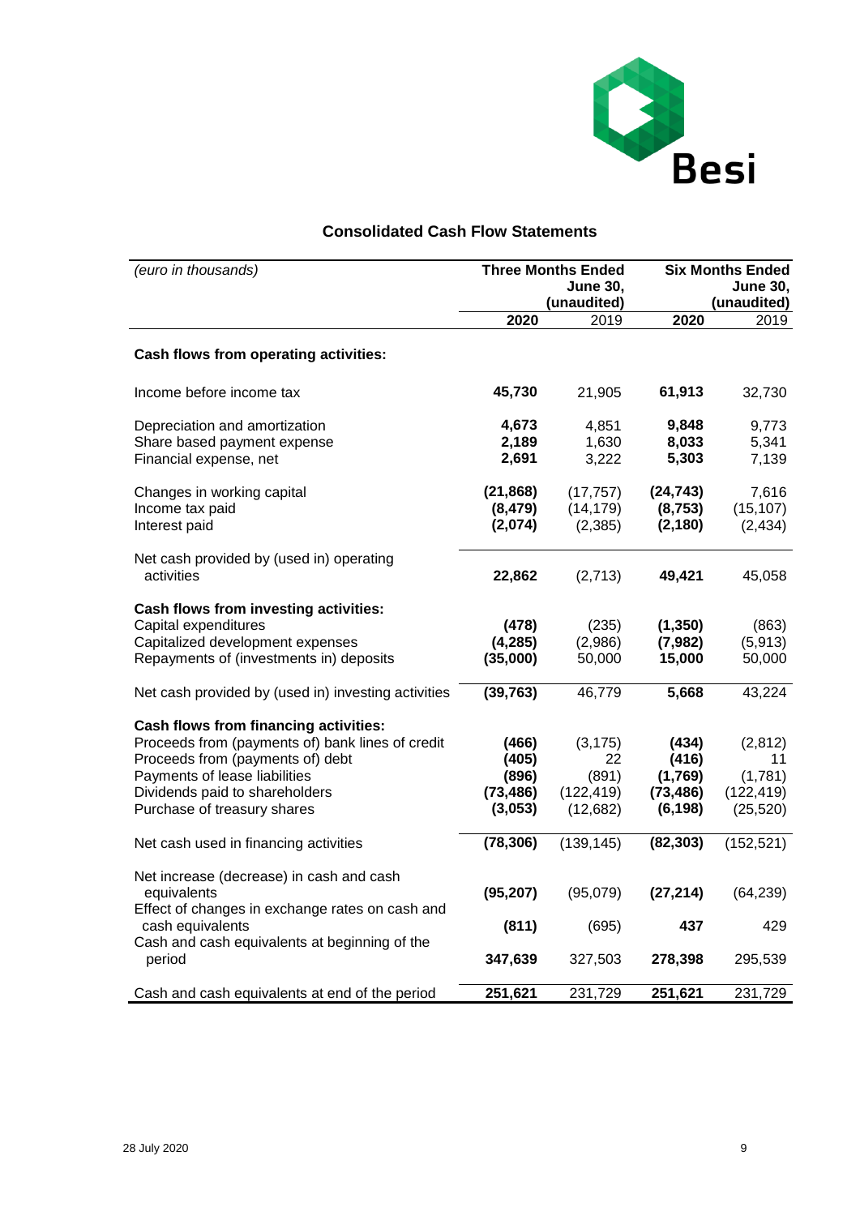## Consolidated Cash Flow Statements

| *(euro in thousands)* | Three Months Ended June 30, (unaudited) | | Six Months Ended June 30, (unaudited) | |
|---|---|---|---|---|
| | **2020** | 2019 | **2020** | 2019 |
| **Cash flows from operating activities:** | | | | |
| Income before income tax | **45,730** | 21,905 | **61,913** | 32,730 |
| Depreciation and amortization | **4,673** | 4,851 | **9,848** | 9,773 |
| Share based payment expense | **2,189** | 1,630 | **8,033** | 5,341 |
| Financial expense, net | **2,691** | 3,222 | **5,303** | 7,139 |
| Changes in working capital | **(21,868)** | (17,757) | **(24,743)** | 7,616 |
| Income tax paid | **(8,479)** | (14,179) | **(8,753)** | (15,107) |
| Interest paid | **(2,074)** | (2,385) | **(2,180)** | (2,434) |
| Net cash provided by (used in) operating activities | **22,862** | (2,713) | **49,421** | 45,058 |
| **Cash flows from investing activities:** | | | | |
| Capital expenditures | **(478)** | (235) | **(1,350)** | (863) |
| Capitalized development expenses | **(4,285)** | (2,986) | **(7,982)** | (5,913) |
| Repayments of (investments in) deposits | **(35,000)** | 50,000 | **15,000** | 50,000 |
| Net cash provided by (used in) investing activities | **(39,763)** | 46,779 | **5,668** | 43,224 |
| **Cash flows from financing activities:** | | | | |
| Proceeds from (payments of) bank lines of credit | **(466)** | (3,175) | **(434)** | (2,812) |
| Proceeds from (payments of) debt | **(405)** | 22 | **(416)** | 11 |
| Payments of lease liabilities | **(896)** | (891) | **(1,769)** | (1,781) |
| Dividends paid to shareholders | **(73,486)** | (122,419) | **(73,486)** | (122,419) |
| Purchase of treasury shares | **(3,053)** | (12,682) | **(6,198)** | (25,520) |
| Net cash used in financing activities | **(78,306)** | (139,145) | **(82,303)** | (152,521) |
| Net increase (decrease) in cash and cash equivalents | **(95,207)** | (95,079) | **(27,214)** | (64,239) |
| Effect of changes in exchange rates on cash and cash equivalents | **(811)** | (695) | **437** | 429 |
| Cash and cash equivalents at beginning of the period | **347,639** | 327,503 | **278,398** | 295,539 |
| Cash and cash equivalents at end of the period | **251,621** | 231,729 | **251,621** | 231,729 |

28 July 2020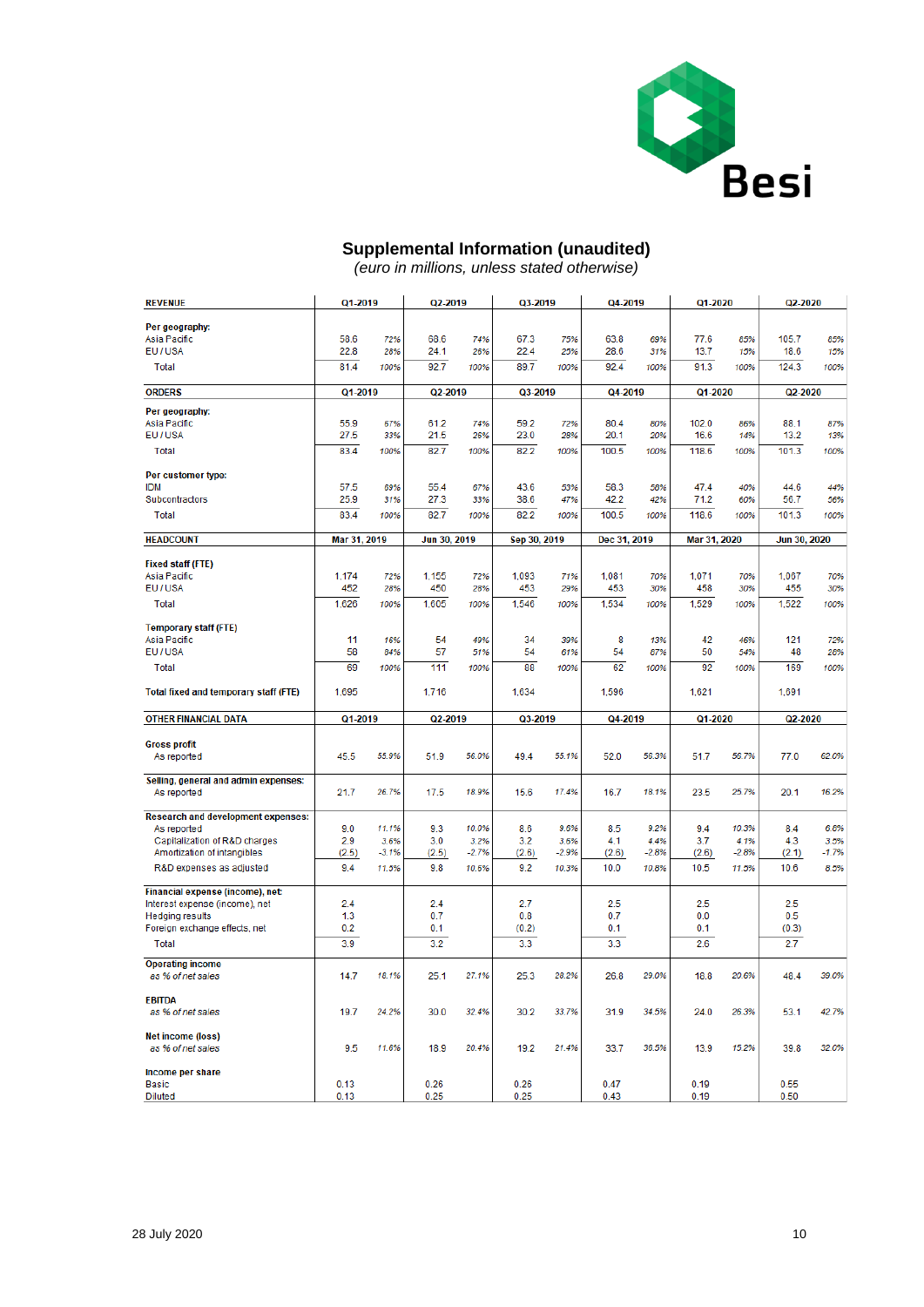# Supplemental Information (unaudited)

*(euro in millions, unless stated otherwise)*

| REVENUE | Q1-2019 | | Q2-2019 | | Q3-2019 | | Q4-2019 | | Q1-2020 | | Q2-2020 | |
|---|---|---|---|---|---|---|---|---|---|---|---|---|
| **Per geography:** | | | | | | | | | | | | |
| Asia Pacific | 58.6 | 72% | 68.6 | 74% | 67.3 | 75% | 63.8 | 69% | 77.6 | 85% | 105.7 | 85% |
| EU / USA | 22.8 | 28% | 24.1 | 26% | 22.4 | 25% | 28.6 | 31% | 13.7 | 15% | 18.6 | 15% |
| Total | 81.4 | 100% | 92.7 | 100% | 89.7 | 100% | 92.4 | 100% | 91.3 | 100% | 124.3 | 100% |
| **ORDERS** | **Q1-2019** | | **Q2-2019** | | **Q3-2019** | | **Q4-2019** | | **Q1-2020** | | **Q2-2020** | |
| **Per geography:** | | | | | | | | | | | | |
| Asia Pacific | 55.9 | 67% | 61.2 | 74% | 59.2 | 72% | 80.4 | 80% | 102.0 | 86% | 88.1 | 87% |
| EU / USA | 27.5 | 33% | 21.5 | 26% | 23.0 | 28% | 20.1 | 20% | 16.6 | 14% | 13.2 | 13% |
| Total | 83.4 | 100% | 82.7 | 100% | 82.2 | 100% | 100.5 | 100% | 118.6 | 100% | 101.3 | 100% |
| **Per customer type:** | | | | | | | | | | | | |
| IDM | 57.5 | 69% | 55.4 | 67% | 43.6 | 53% | 58.3 | 58% | 47.4 | 40% | 44.6 | 44% |
| Subcontractors | 25.9 | 31% | 27.3 | 33% | 38.6 | 47% | 42.2 | 42% | 71.2 | 60% | 56.7 | 56% |
| Total | 83.4 | 100% | 82.7 | 100% | 82.2 | 100% | 100.5 | 100% | 118.6 | 100% | 101.3 | 100% |
| **HEADCOUNT** | **Mar 31, 2019** | | **Jun 30, 2019** | | **Sep 30, 2019** | | **Dec 31, 2019** | | **Mar 31, 2020** | | **Jun 30, 2020** | |
| **Fixed staff (FTE)** | | | | | | | | | | | | |
| Asia Pacific | 1,174 | 72% | 1,155 | 72% | 1,093 | 71% | 1,081 | 70% | 1,071 | 70% | 1,067 | 70% |
| EU / USA | 452 | 28% | 450 | 28% | 453 | 29% | 453 | 30% | 458 | 30% | 455 | 30% |
| Total | 1,626 | 100% | 1,605 | 100% | 1,546 | 100% | 1,534 | 100% | 1,529 | 100% | 1,522 | 100% |
| **Temporary staff (FTE)** | | | | | | | | | | | | |
| Asia Pacific | 11 | 16% | 54 | 49% | 34 | 39% | 8 | 13% | 42 | 46% | 121 | 72% |
| EU / USA | 58 | 84% | 57 | 51% | 54 | 61% | 54 | 87% | 50 | 54% | 48 | 28% |
| Total | 69 | 100% | 111 | 100% | 88 | 100% | 62 | 100% | 92 | 100% | 169 | 100% |
| **Total fixed and temporary staff (FTE)** | 1,695 | | 1,716 | | 1,634 | | 1,596 | | 1,621 | | 1,691 | |
| **OTHER FINANCIAL DATA** | **Q1-2019** | | **Q2-2019** | | **Q3-2019** | | **Q4-2019** | | **Q1-2020** | | **Q2-2020** | |
| **Gross profit** | | | | | | | | | | | | |
| As reported | 45.5 | 55.9% | 51.9 | 56.0% | 49.4 | 55.1% | 52.0 | 56.3% | 51.7 | 56.7% | 77.0 | 62.0% |
| **Selling, general and admin expenses:** | | | | | | | | | | | | |
| As reported | 21.7 | 26.7% | 17.5 | 18.9% | 15.6 | 17.4% | 16.7 | 18.1% | 23.5 | 25.7% | 20.1 | 16.2% |
| **Research and development expenses:** | | | | | | | | | | | | |
| As reported | 9.0 | 11.1% | 9.3 | 10.0% | 8.6 | 9.6% | 8.5 | 9.2% | 9.4 | 10.3% | 8.4 | 6.8% |
| Capitalization of R&D charges | 2.9 | 3.6% | 3.0 | 3.2% | 3.2 | 3.6% | 4.1 | 4.4% | 3.7 | 4.1% | 4.3 | 3.5% |
| Amortization of intangibles | (2.5) | -3.1% | (2.5) | -2.7% | (2.6) | -2.9% | (2.6) | -2.8% | (2.6) | -2.8% | (2.1) | -1.7% |
| R&D expenses as adjusted | 9.4 | 11.5% | 9.8 | 10.6% | 9.2 | 10.3% | 10.0 | 10.8% | 10.5 | 11.5% | 10.6 | 8.5% |
| **Financial expense (income), net:** | | | | | | | | | | | | |
| Interest expense (income), net | 2.4 | | 2.4 | | 2.7 | | 2.5 | | 2.5 | | 2.5 | |
| Hedging results | 1.3 | | 0.7 | | 0.8 | | 0.7 | | 0.0 | | 0.5 | |
| Foreign exchange effects, net | 0.2 | | 0.1 | | (0.2) | | 0.1 | | 0.1 | | (0.3) | |
| Total | 3.9 | | 3.2 | | 3.3 | | 3.3 | | 2.6 | | 2.7 | |
| **Operating income** | | | | | | | | | | | | |
| *as % of net sales* | 14.7 | 18.1% | 25.1 | 27.1% | 25.3 | 28.2% | 26.8 | 29.0% | 18.8 | 20.6% | 48.4 | 39.0% |
| **EBITDA** | | | | | | | | | | | | |
| *as % of net sales* | 19.7 | 24.2% | 30.0 | 32.4% | 30.2 | 33.7% | 31.9 | 34.5% | 24.0 | 26.3% | 53.1 | 42.7% |
| **Net income (loss)** | | | | | | | | | | | | |
| *as % of net sales* | 9.5 | 11.6% | 18.9 | 20.4% | 19.2 | 21.4% | 33.7 | 36.5% | 13.9 | 15.2% | 39.8 | 32.0% |
| **Income per share** | | | | | | | | | | | | |
| Basic | 0.13 | | 0.26 | | 0.26 | | 0.47 | | 0.19 | | 0.55 | |
| Diluted | 0.13 | | 0.25 | | 0.25 | | 0.43 | | 0.19 | | 0.50 | |

28 July 2020